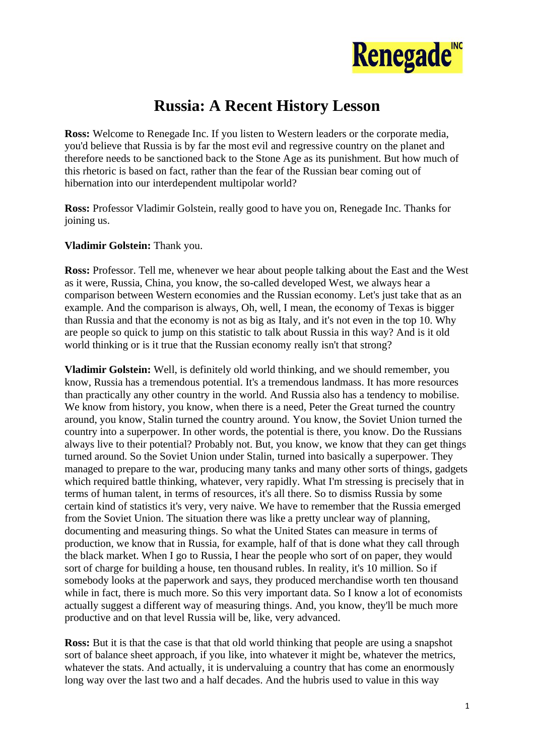# Russia: A Recent History Lesson

**Ross:** Welcome to Renegade Inc. If you listen to Western leaders or the corporate media, you'd believe that Russia is by far the most evil and regressive country on the planet and therefore needs to be sanctioned back to the Stone Age as its punishment. But how much of this rhetoric is based on fact, rather than the fear of the Russian bear coming out of hibernation into our interdependent multipolar world?

**Ross:** Professor Vladimir Golstein, really good to have you on, Renegade Inc. Thanks for joining us.

**Vladimir Golstein:** Thank you.

**Ross:** Professor. Tell me, whenever we hear about people talking about the East and the West as it were, Russia, China, you know, the so-called developed West, we always hear a comparison between Western economies and the Russian economy. Let's just take that as an example. And the comparison is always, Oh, well, I mean, the economy of Texas is bigger than Russia and that the economy is not as big as Italy, and it's not even in the top 10. Why are people so quick to jump on this statistic to talk about Russia in this way? And is it old world thinking or is it true that the Russian economy really isn't that strong?

**Vladimir Golstein:** Well, is definitely old world thinking, and we should remember, you know, Russia has a tremendous potential. It's a tremendous landmass. It has more resources than practically any other country in the world. And Russia also has a tendency to mobilise. We know from history, you know, when there is a need, Peter the Great turned the country around, you know, Stalin turned the country around. You know, the Soviet Union turned the country into a superpower. In other words, the potential is there, you know. Do the Russians always live to their potential? Probably not. But, you know, we know that they can get things turned around. So the Soviet Union under Stalin, turned into basically a superpower. They managed to prepare to the war, producing many tanks and many other sorts of things, gadgets which required battle thinking, whatever, very rapidly. What I'm stressing is precisely that in terms of human talent, in terms of resources, it's all there. So to dismiss Russia by some certain kind of statistics it's very, very naive. We have to remember that the Russia emerged from the Soviet Union. The situation there was like a pretty unclear way of planning, documenting and measuring things. So what the United States can measure in terms of production, we know that in Russia, for example, half of that is done what they call through the black market. When I go to Russia, I hear the people who sort of on paper, they would sort of charge for building a house, ten thousand rubles. In reality, it's 10 million. So if somebody looks at the paperwork and says, they produced merchandise worth ten thousand while in fact, there is much more. So this very important data. So I know a lot of economists actually suggest a different way of measuring things. And, you know, they'll be much more productive and on that level Russia will be, like, very advanced.

**Ross:** But it is that the case is that that old world thinking that people are using a snapshot sort of balance sheet approach, if you like, into whatever it might be, whatever the metrics, whatever the stats. And actually, it is undervaluing a country that has come an enormously long way over the last two and a half decades. And the hubris used to value in this way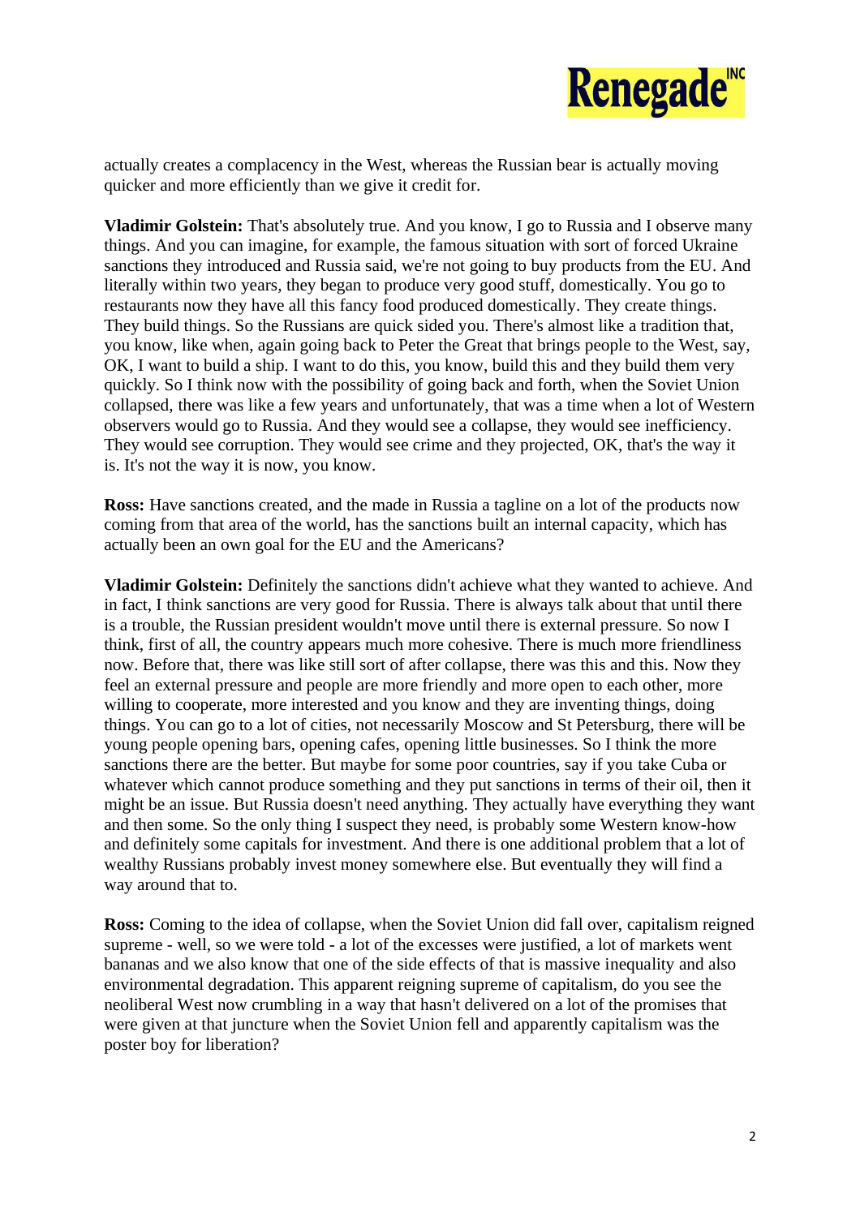actually creates a complacency in the West, whereas the Russian bear is actually moving quicker and more efficiently than we give it credit for.

**Vladimir Golstein:** That's absolutely true. And you know, I go to Russia and I observe many things. And you can imagine, for example, the famous situation with sort of forced Ukraine sanctions they introduced and Russia said, we're not going to buy products from the EU. And literally within two years, they began to produce very good stuff, domestically. You go to restaurants now they have all this fancy food produced domestically. They create things. They build things. So the Russians are quick sided you. There's almost like a tradition that, you know, like when, again going back to Peter the Great that brings people to the West, say, OK, I want to build a ship. I want to do this, you know, build this and they build them very quickly. So I think now with the possibility of going back and forth, when the Soviet Union collapsed, there was like a few years and unfortunately, that was a time when a lot of Western observers would go to Russia. And they would see a collapse, they would see inefficiency. They would see corruption. They would see crime and they projected, OK, that's the way it is. It's not the way it is now, you know.

**Ross:** Have sanctions created, and the made in Russia a tagline on a lot of the products now coming from that area of the world, has the sanctions built an internal capacity, which has actually been an own goal for the EU and the Americans?

**Vladimir Golstein:** Definitely the sanctions didn't achieve what they wanted to achieve. And in fact, I think sanctions are very good for Russia. There is always talk about that until there is a trouble, the Russian president wouldn't move until there is external pressure. So now I think, first of all, the country appears much more cohesive. There is much more friendliness now. Before that, there was like still sort of after collapse, there was this and this. Now they feel an external pressure and people are more friendly and more open to each other, more willing to cooperate, more interested and you know and they are inventing things, doing things. You can go to a lot of cities, not necessarily Moscow and St Petersburg, there will be young people opening bars, opening cafes, opening little businesses. So I think the more sanctions there are the better. But maybe for some poor countries, say if you take Cuba or whatever which cannot produce something and they put sanctions in terms of their oil, then it might be an issue. But Russia doesn't need anything. They actually have everything they want and then some. So the only thing I suspect they need, is probably some Western know-how and definitely some capitals for investment. And there is one additional problem that a lot of wealthy Russians probably invest money somewhere else. But eventually they will find a way around that to.

**Ross:** Coming to the idea of collapse, when the Soviet Union did fall over, capitalism reigned supreme - well, so we were told - a lot of the excesses were justified, a lot of markets went bananas and we also know that one of the side effects of that is massive inequality and also environmental degradation. This apparent reigning supreme of capitalism, do you see the neoliberal West now crumbling in a way that hasn't delivered on a lot of the promises that were given at that juncture when the Soviet Union fell and apparently capitalism was the poster boy for liberation?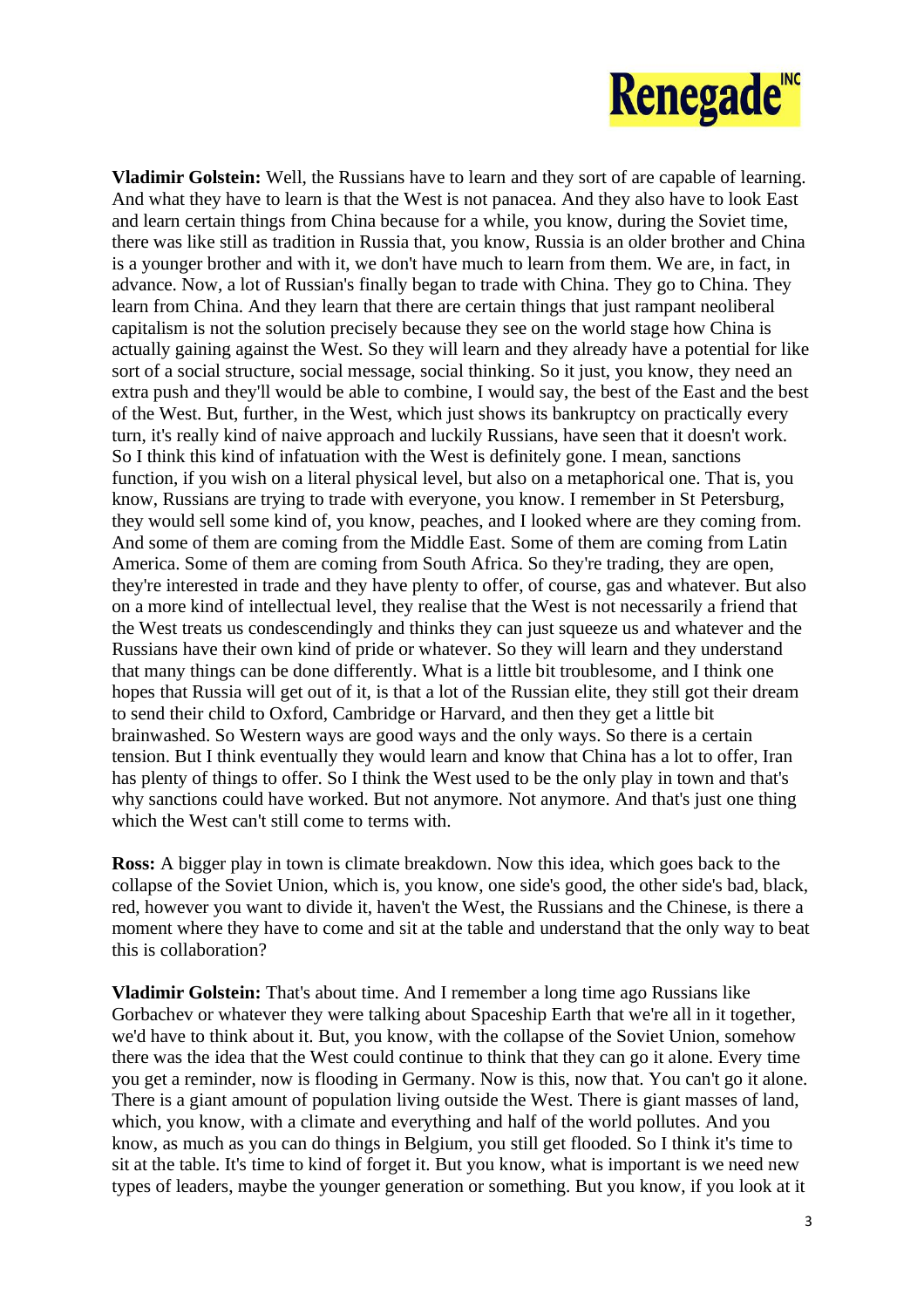**Vladimir Golstein:** Well, the Russians have to learn and they sort of are capable of learning. And what they have to learn is that the West is not panacea. And they also have to look East and learn certain things from China because for a while, you know, during the Soviet time, there was like still as tradition in Russia that, you know, Russia is an older brother and China is a younger brother and with it, we don't have much to learn from them. We are, in fact, in advance. Now, a lot of Russian's finally began to trade with China. They go to China. They learn from China. And they learn that there are certain things that just rampant neoliberal capitalism is not the solution precisely because they see on the world stage how China is actually gaining against the West. So they will learn and they already have a potential for like sort of a social structure, social message, social thinking. So it just, you know, they need an extra push and they'll would be able to combine, I would say, the best of the East and the best of the West. But, further, in the West, which just shows its bankruptcy on practically every turn, it's really kind of naive approach and luckily Russians, have seen that it doesn't work. So I think this kind of infatuation with the West is definitely gone. I mean, sanctions function, if you wish on a literal physical level, but also on a metaphorical one. That is, you know, Russians are trying to trade with everyone, you know. I remember in St Petersburg, they would sell some kind of, you know, peaches, and I looked where are they coming from. And some of them are coming from the Middle East. Some of them are coming from Latin America. Some of them are coming from South Africa. So they're trading, they are open, they're interested in trade and they have plenty to offer, of course, gas and whatever. But also on a more kind of intellectual level, they realise that the West is not necessarily a friend that the West treats us condescendingly and thinks they can just squeeze us and whatever and the Russians have their own kind of pride or whatever. So they will learn and they understand that many things can be done differently. What is a little bit troublesome, and I think one hopes that Russia will get out of it, is that a lot of the Russian elite, they still got their dream to send their child to Oxford, Cambridge or Harvard, and then they get a little bit brainwashed. So Western ways are good ways and the only ways. So there is a certain tension. But I think eventually they would learn and know that China has a lot to offer, Iran has plenty of things to offer. So I think the West used to be the only play in town and that's why sanctions could have worked. But not anymore. Not anymore. And that's just one thing which the West can't still come to terms with.

**Ross:** A bigger play in town is climate breakdown. Now this idea, which goes back to the collapse of the Soviet Union, which is, you know, one side's good, the other side's bad, black, red, however you want to divide it, haven't the West, the Russians and the Chinese, is there a moment where they have to come and sit at the table and understand that the only way to beat this is collaboration?

**Vladimir Golstein:** That's about time. And I remember a long time ago Russians like Gorbachev or whatever they were talking about Spaceship Earth that we're all in it together, we'd have to think about it. But, you know, with the collapse of the Soviet Union, somehow there was the idea that the West could continue to think that they can go it alone. Every time you get a reminder, now is flooding in Germany. Now is this, now that. You can't go it alone. There is a giant amount of population living outside the West. There is giant masses of land, which, you know, with a climate and everything and half of the world pollutes. And you know, as much as you can do things in Belgium, you still get flooded. So I think it's time to sit at the table. It's time to kind of forget it. But you know, what is important is we need new types of leaders, maybe the younger generation or something. But you know, if you look at it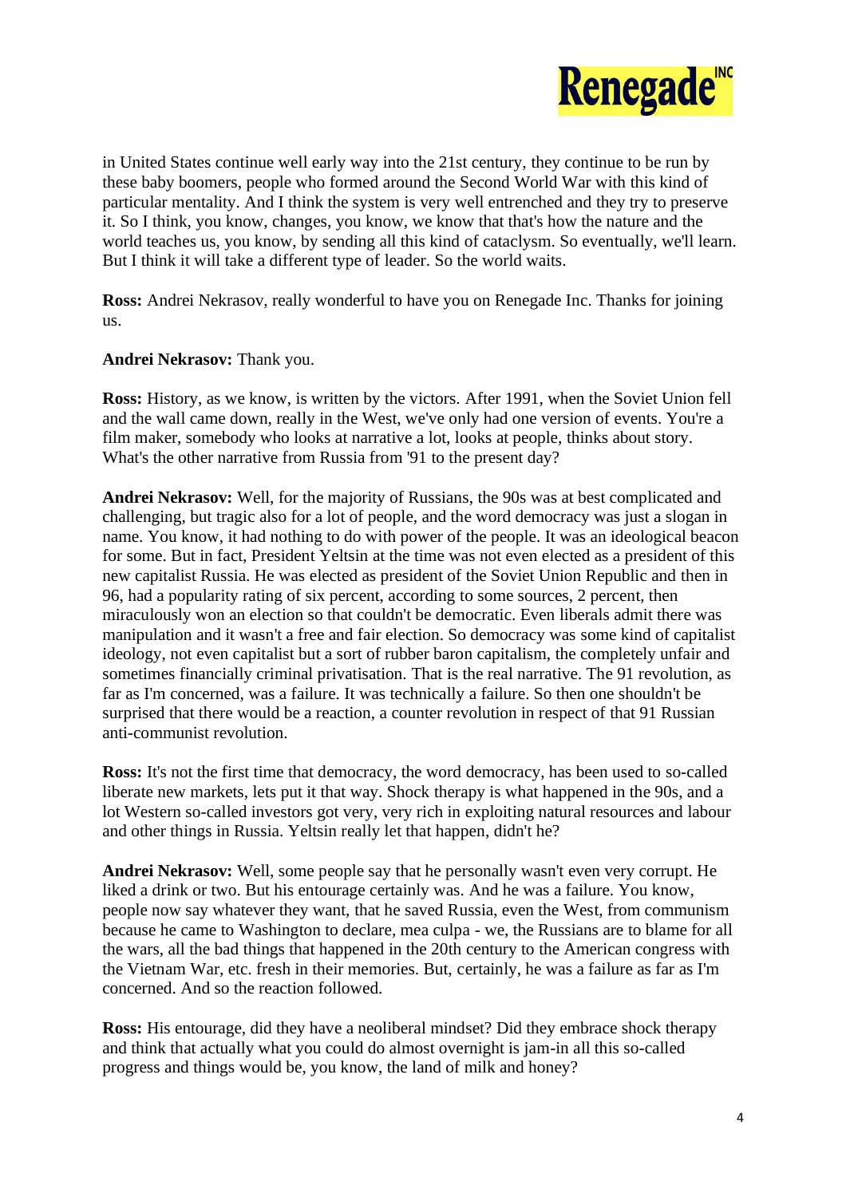in United States continue well early way into the 21st century, they continue to be run by these baby boomers, people who formed around the Second World War with this kind of particular mentality. And I think the system is very well entrenched and they try to preserve it. So I think, you know, changes, you know, we know that that's how the nature and the world teaches us, you know, by sending all this kind of cataclysm. So eventually, we'll learn. But I think it will take a different type of leader. So the world waits.

**Ross:** Andrei Nekrasov, really wonderful to have you on Renegade Inc. Thanks for joining us.

**Andrei Nekrasov:** Thank you.

**Ross:** History, as we know, is written by the victors. After 1991, when the Soviet Union fell and the wall came down, really in the West, we've only had one version of events. You're a film maker, somebody who looks at narrative a lot, looks at people, thinks about story. What's the other narrative from Russia from '91 to the present day?

**Andrei Nekrasov:** Well, for the majority of Russians, the 90s was at best complicated and challenging, but tragic also for a lot of people, and the word democracy was just a slogan in name. You know, it had nothing to do with power of the people. It was an ideological beacon for some. But in fact, President Yeltsin at the time was not even elected as a president of this new capitalist Russia. He was elected as president of the Soviet Union Republic and then in 96, had a popularity rating of six percent, according to some sources, 2 percent, then miraculously won an election so that couldn't be democratic. Even liberals admit there was manipulation and it wasn't a free and fair election. So democracy was some kind of capitalist ideology, not even capitalist but a sort of rubber baron capitalism, the completely unfair and sometimes financially criminal privatisation. That is the real narrative. The 91 revolution, as far as I'm concerned, was a failure. It was technically a failure. So then one shouldn't be surprised that there would be a reaction, a counter revolution in respect of that 91 Russian anti-communist revolution.

**Ross:** It's not the first time that democracy, the word democracy, has been used to so-called liberate new markets, lets put it that way. Shock therapy is what happened in the 90s, and a lot Western so-called investors got very, very rich in exploiting natural resources and labour and other things in Russia. Yeltsin really let that happen, didn't he?

**Andrei Nekrasov:** Well, some people say that he personally wasn't even very corrupt. He liked a drink or two. But his entourage certainly was. And he was a failure. You know, people now say whatever they want, that he saved Russia, even the West, from communism because he came to Washington to declare, mea culpa - we, the Russians are to blame for all the wars, all the bad things that happened in the 20th century to the American congress with the Vietnam War, etc. fresh in their memories. But, certainly, he was a failure as far as I'm concerned. And so the reaction followed.

**Ross:** His entourage, did they have a neoliberal mindset? Did they embrace shock therapy and think that actually what you could do almost overnight is jam-in all this so-called progress and things would be, you know, the land of milk and honey?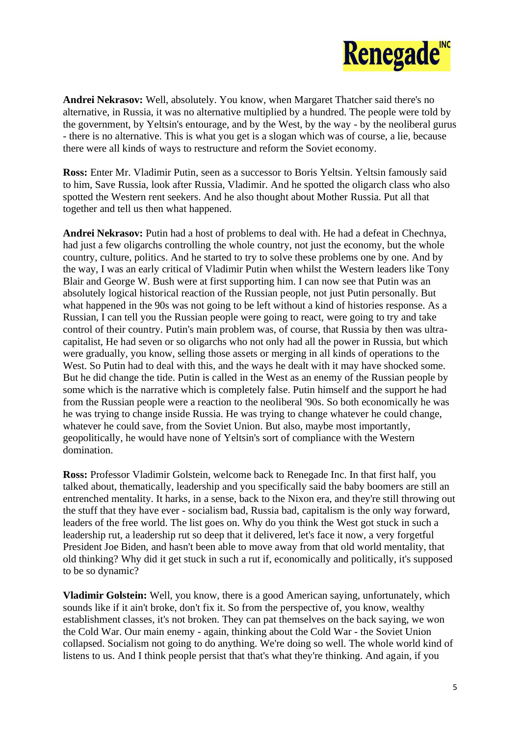**Andrei Nekrasov:** Well, absolutely. You know, when Margaret Thatcher said there's no alternative, in Russia, it was no alternative multiplied by a hundred. The people were told by the government, by Yeltsin's entourage, and by the West, by the way - by the neoliberal gurus - there is no alternative. This is what you get is a slogan which was of course, a lie, because there were all kinds of ways to restructure and reform the Soviet economy.

**Ross:** Enter Mr. Vladimir Putin, seen as a successor to Boris Yeltsin. Yeltsin famously said to him, Save Russia, look after Russia, Vladimir. And he spotted the oligarch class who also spotted the Western rent seekers. And he also thought about Mother Russia. Put all that together and tell us then what happened.

**Andrei Nekrasov:** Putin had a host of problems to deal with. He had a defeat in Chechnya, had just a few oligarchs controlling the whole country, not just the economy, but the whole country, culture, politics. And he started to try to solve these problems one by one. And by the way, I was an early critical of Vladimir Putin when whilst the Western leaders like Tony Blair and George W. Bush were at first supporting him. I can now see that Putin was an absolutely logical historical reaction of the Russian people, not just Putin personally. But what happened in the 90s was not going to be left without a kind of histories response. As a Russian, I can tell you the Russian people were going to react, were going to try and take control of their country. Putin's main problem was, of course, that Russia by then was ultra-capitalist, He had seven or so oligarchs who not only had all the power in Russia, but which were gradually, you know, selling those assets or merging in all kinds of operations to the West. So Putin had to deal with this, and the ways he dealt with it may have shocked some. But he did change the tide. Putin is called in the West as an enemy of the Russian people by some which is the narrative which is completely false. Putin himself and the support he had from the Russian people were a reaction to the neoliberal '90s. So both economically he was he was trying to change inside Russia. He was trying to change whatever he could change, whatever he could save, from the Soviet Union. But also, maybe most importantly, geopolitically, he would have none of Yeltsin's sort of compliance with the Western domination.

**Ross:** Professor Vladimir Golstein, welcome back to Renegade Inc. In that first half, you talked about, thematically, leadership and you specifically said the baby boomers are still an entrenched mentality. It harks, in a sense, back to the Nixon era, and they're still throwing out the stuff that they have ever - socialism bad, Russia bad, capitalism is the only way forward, leaders of the free world. The list goes on. Why do you think the West got stuck in such a leadership rut, a leadership rut so deep that it delivered, let's face it now, a very forgetful President Joe Biden, and hasn't been able to move away from that old world mentality, that old thinking? Why did it get stuck in such a rut if, economically and politically, it's supposed to be so dynamic?

**Vladimir Golstein:** Well, you know, there is a good American saying, unfortunately, which sounds like if it ain't broke, don't fix it. So from the perspective of, you know, wealthy establishment classes, it's not broken. They can pat themselves on the back saying, we won the Cold War. Our main enemy - again, thinking about the Cold War - the Soviet Union collapsed. Socialism not going to do anything. We're doing so well. The whole world kind of listens to us. And I think people persist that that's what they're thinking. And again, if you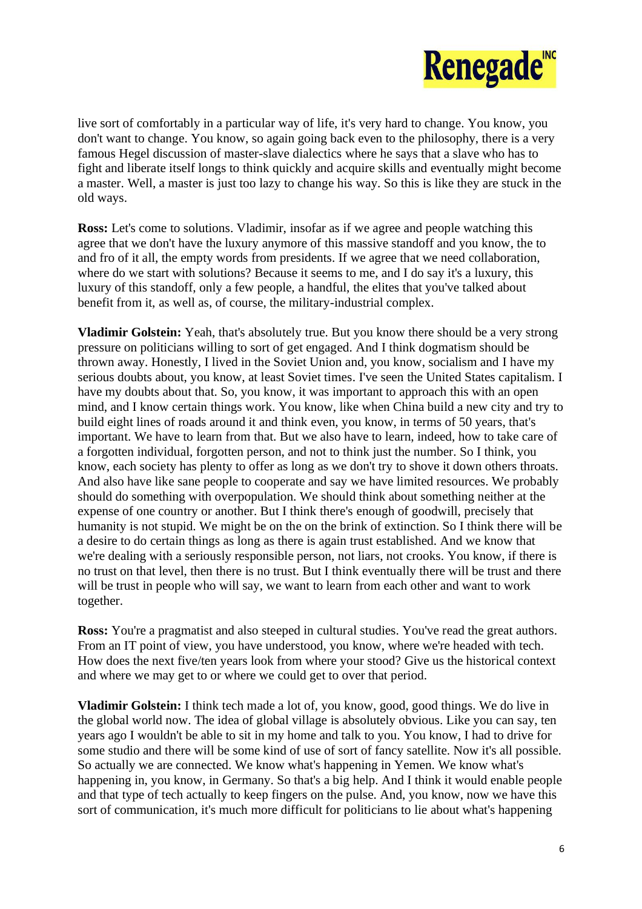live sort of comfortably in a particular way of life, it's very hard to change. You know, you don't want to change. You know, so again going back even to the philosophy, there is a very famous Hegel discussion of master-slave dialectics where he says that a slave who has to fight and liberate itself longs to think quickly and acquire skills and eventually might become a master. Well, a master is just too lazy to change his way. So this is like they are stuck in the old ways.

**Ross:** Let's come to solutions. Vladimir, insofar as if we agree and people watching this agree that we don't have the luxury anymore of this massive standoff and you know, the to and fro of it all, the empty words from presidents. If we agree that we need collaboration, where do we start with solutions? Because it seems to me, and I do say it's a luxury, this luxury of this standoff, only a few people, a handful, the elites that you've talked about benefit from it, as well as, of course, the military-industrial complex.

**Vladimir Golstein:** Yeah, that's absolutely true. But you know there should be a very strong pressure on politicians willing to sort of get engaged. And I think dogmatism should be thrown away. Honestly, I lived in the Soviet Union and, you know, socialism and I have my serious doubts about, you know, at least Soviet times. I've seen the United States capitalism. I have my doubts about that. So, you know, it was important to approach this with an open mind, and I know certain things work. You know, like when China build a new city and try to build eight lines of roads around it and think even, you know, in terms of 50 years, that's important. We have to learn from that. But we also have to learn, indeed, how to take care of a forgotten individual, forgotten person, and not to think just the number. So I think, you know, each society has plenty to offer as long as we don't try to shove it down others throats. And also have like sane people to cooperate and say we have limited resources. We probably should do something with overpopulation. We should think about something neither at the expense of one country or another. But I think there's enough of goodwill, precisely that humanity is not stupid. We might be on the on the brink of extinction. So I think there will be a desire to do certain things as long as there is again trust established. And we know that we're dealing with a seriously responsible person, not liars, not crooks. You know, if there is no trust on that level, then there is no trust. But I think eventually there will be trust and there will be trust in people who will say, we want to learn from each other and want to work together.

**Ross:** You're a pragmatist and also steeped in cultural studies. You've read the great authors. From an IT point of view, you have understood, you know, where we're headed with tech. How does the next five/ten years look from where your stood? Give us the historical context and where we may get to or where we could get to over that period.

**Vladimir Golstein:** I think tech made a lot of, you know, good, good things. We do live in the global world now. The idea of global village is absolutely obvious. Like you can say, ten years ago I wouldn't be able to sit in my home and talk to you. You know, I had to drive for some studio and there will be some kind of use of sort of fancy satellite. Now it's all possible. So actually we are connected. We know what's happening in Yemen. We know what's happening in, you know, in Germany. So that's a big help. And I think it would enable people and that type of tech actually to keep fingers on the pulse. And, you know, now we have this sort of communication, it's much more difficult for politicians to lie about what's happening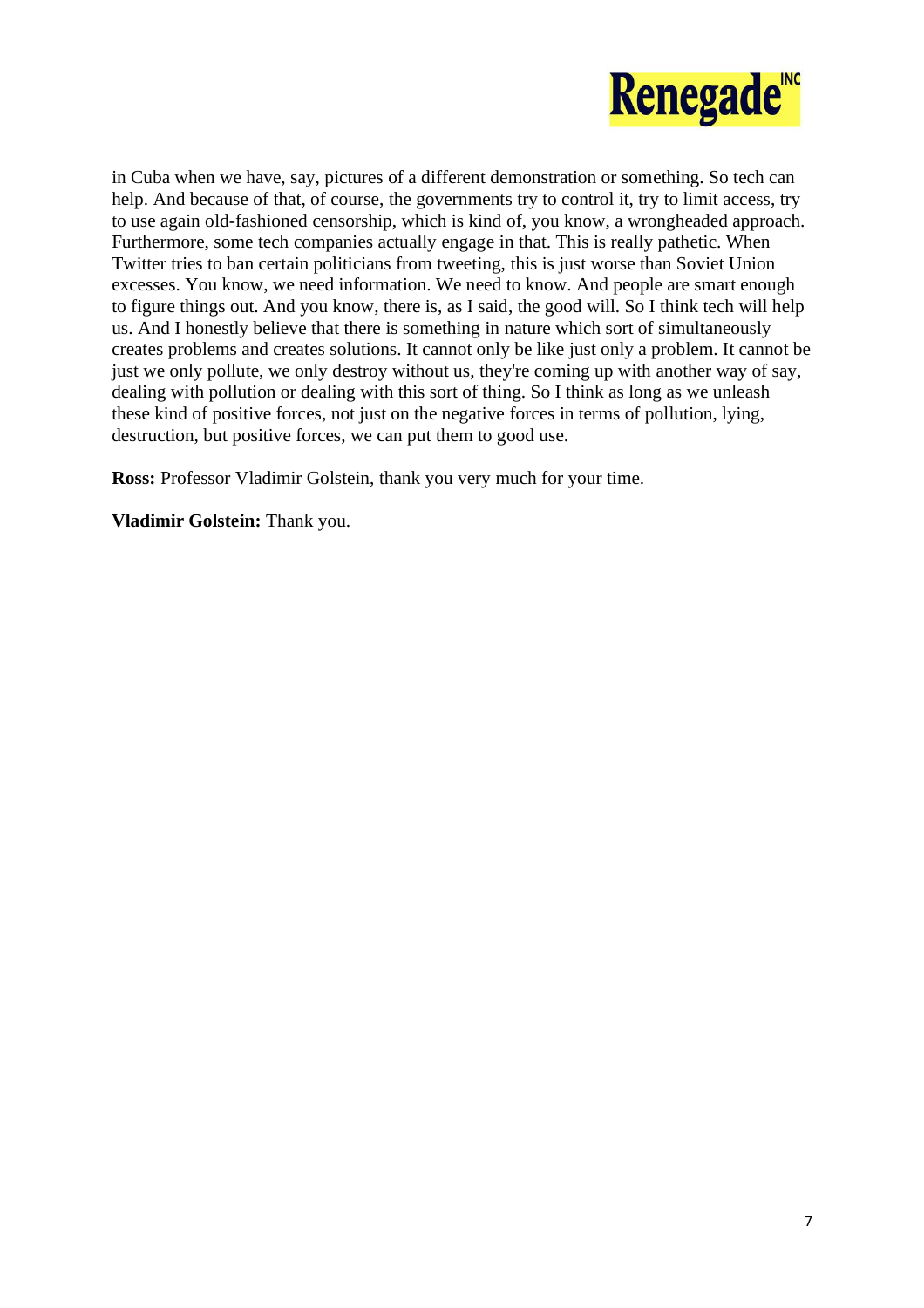in Cuba when we have, say, pictures of a different demonstration or something. So tech can help. And because of that, of course, the governments try to control it, try to limit access, try to use again old-fashioned censorship, which is kind of, you know, a wrongheaded approach. Furthermore, some tech companies actually engage in that. This is really pathetic. When Twitter tries to ban certain politicians from tweeting, this is just worse than Soviet Union excesses. You know, we need information. We need to know. And people are smart enough to figure things out. And you know, there is, as I said, the good will. So I think tech will help us. And I honestly believe that there is something in nature which sort of simultaneously creates problems and creates solutions. It cannot only be like just only a problem. It cannot be just we only pollute, we only destroy without us, they're coming up with another way of say, dealing with pollution or dealing with this sort of thing. So I think as long as we unleash these kind of positive forces, not just on the negative forces in terms of pollution, lying, destruction, but positive forces, we can put them to good use.

**Ross:** Professor Vladimir Golstein, thank you very much for your time.

**Vladimir Golstein:** Thank you.